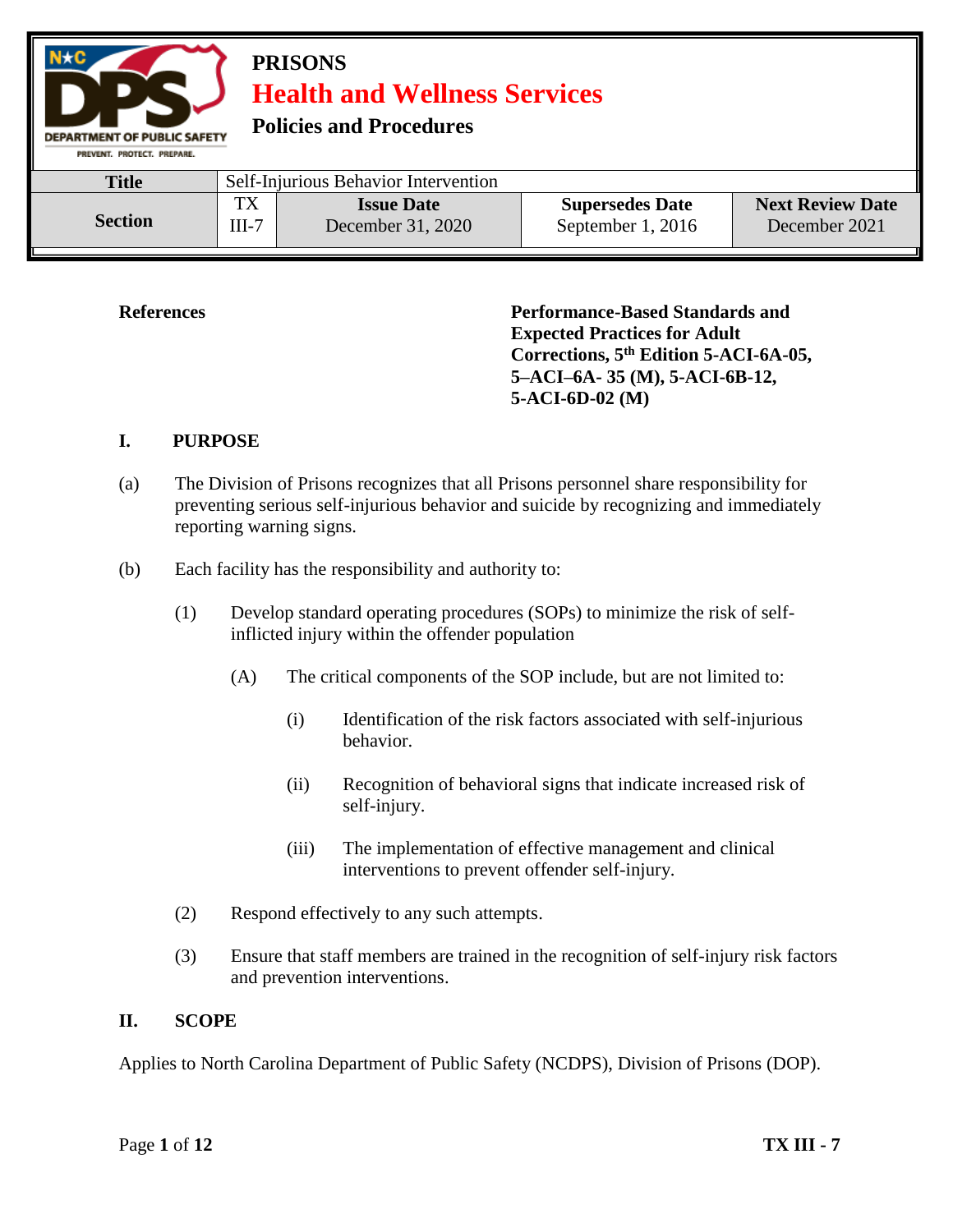# PRISONS

## Health and Wellness Services

### Policies and Procedures

| Title | Self-Injurious Behavior Intervention | | | |
|---|---|---|---|---|
| **Section** | TX III-7 | **Issue Date** December 31, 2020 | **Supersedes Date** September 1, 2016 | **Next Review Date** December 2021 |

**References** — **Performance-Based Standards and Expected Practices for Adult Corrections, 5th Edition 5-ACI-6A-05, 5–ACI–6A- 35 (M), 5-ACI-6B-12, 5-ACI-6D-02 (M)**

**I. PURPOSE**

(a) The Division of Prisons recognizes that all Prisons personnel share responsibility for preventing serious self-injurious behavior and suicide by recognizing and immediately reporting warning signs.

(b) Each facility has the responsibility and authority to:

(1) Develop standard operating procedures (SOPs) to minimize the risk of self-inflicted injury within the offender population

(A) The critical components of the SOP include, but are not limited to:

(i) Identification of the risk factors associated with self-injurious behavior.

(ii) Recognition of behavioral signs that indicate increased risk of self-injury.

(iii) The implementation of effective management and clinical interventions to prevent offender self-injury.

(2) Respond effectively to any such attempts.

(3) Ensure that staff members are trained in the recognition of self-injury risk factors and prevention interventions.

**II. SCOPE**

Applies to North Carolina Department of Public Safety (NCDPS), Division of Prisons (DOP).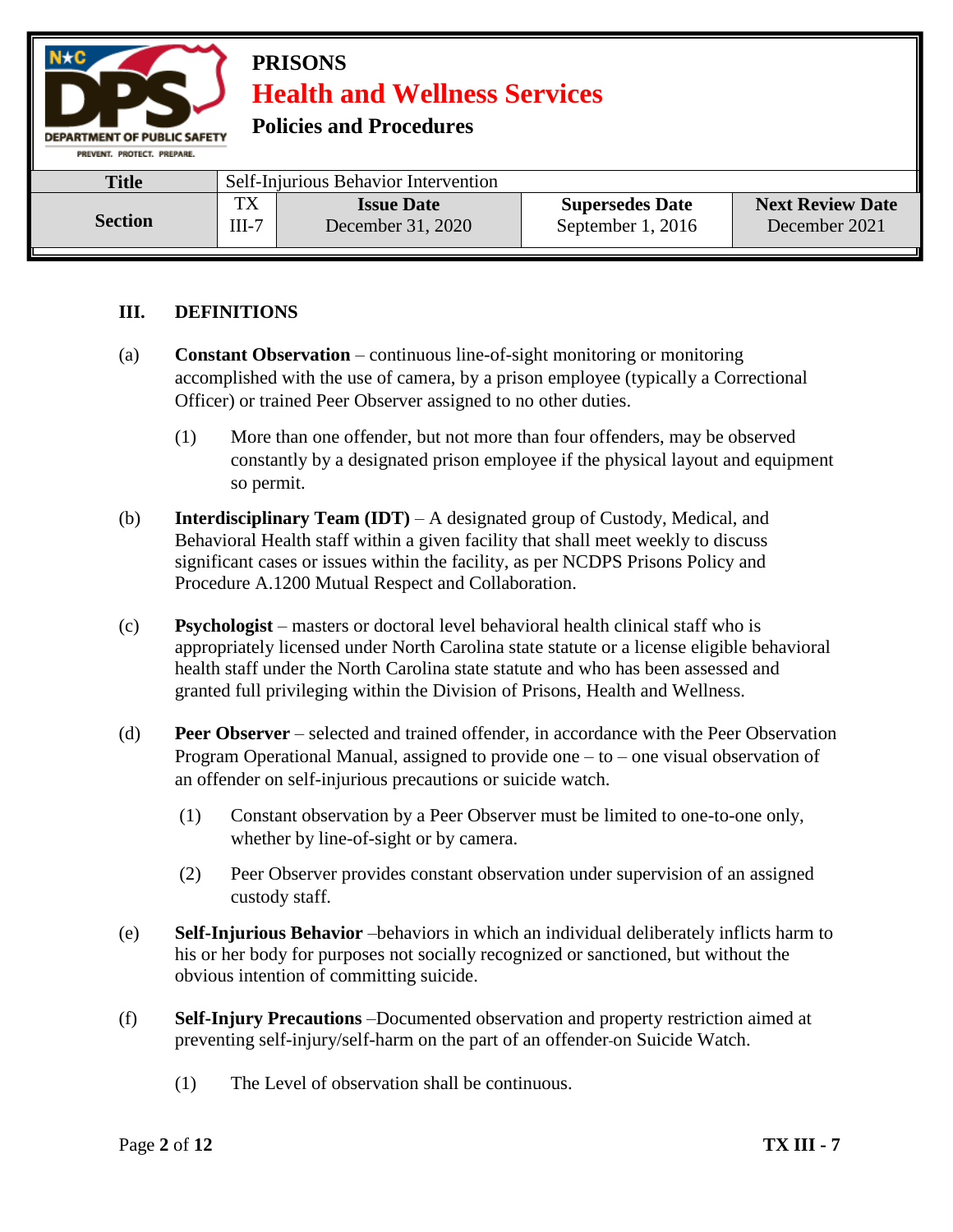| Title | Self-Injurious Behavior Intervention | | | |
|---|---|---|---|---|
| Section | TX III-7 | Issue Date December 31, 2020 | Supersedes Date September 1, 2016 | Next Review Date December 2021 |

## III. DEFINITIONS

(a) **Constant Observation** – continuous line-of-sight monitoring or monitoring accomplished with the use of camera, by a prison employee (typically a Correctional Officer) or trained Peer Observer assigned to no other duties.

(1) More than one offender, but not more than four offenders, may be observed constantly by a designated prison employee if the physical layout and equipment so permit.

(b) **Interdisciplinary Team (IDT)** – A designated group of Custody, Medical, and Behavioral Health staff within a given facility that shall meet weekly to discuss significant cases or issues within the facility, as per NCDPS Prisons Policy and Procedure A.1200 Mutual Respect and Collaboration.

(c) **Psychologist** – masters or doctoral level behavioral health clinical staff who is appropriately licensed under North Carolina state statute or a license eligible behavioral health staff under the North Carolina state statute and who has been assessed and granted full privileging within the Division of Prisons, Health and Wellness.

(d) **Peer Observer** – selected and trained offender, in accordance with the Peer Observation Program Operational Manual, assigned to provide one – to – one visual observation of an offender on self-injurious precautions or suicide watch.

(1) Constant observation by a Peer Observer must be limited to one-to-one only, whether by line-of-sight or by camera.

(2) Peer Observer provides constant observation under supervision of an assigned custody staff.

(e) **Self-Injurious Behavior** –behaviors in which an individual deliberately inflicts harm to his or her body for purposes not socially recognized or sanctioned, but without the obvious intention of committing suicide.

(f) **Self-Injury Precautions** –Documented observation and property restriction aimed at preventing self-injury/self-harm on the part of an offender-on Suicide Watch.

(1) The Level of observation shall be continuous.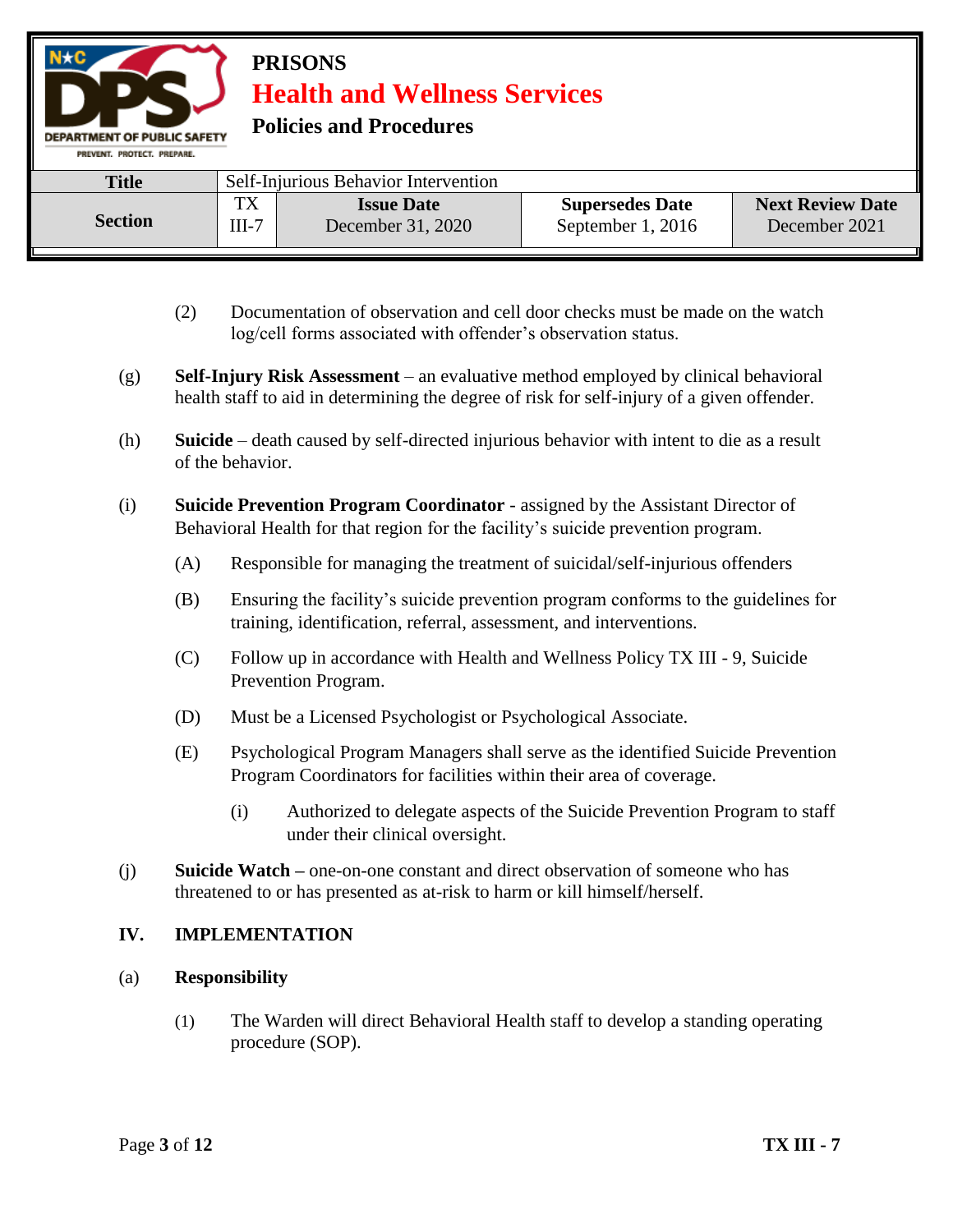(2) Documentation of observation and cell door checks must be made on the watch log/cell forms associated with offender's observation status.

(g) **Self-Injury Risk Assessment** – an evaluative method employed by clinical behavioral health staff to aid in determining the degree of risk for self-injury of a given offender.

(h) **Suicide** – death caused by self-directed injurious behavior with intent to die as a result of the behavior.

(i) **Suicide Prevention Program Coordinator** - assigned by the Assistant Director of Behavioral Health for that region for the facility's suicide prevention program.

(A) Responsible for managing the treatment of suicidal/self-injurious offenders

(B) Ensuring the facility's suicide prevention program conforms to the guidelines for training, identification, referral, assessment, and interventions.

(C) Follow up in accordance with Health and Wellness Policy TX III - 9, Suicide Prevention Program.

(D) Must be a Licensed Psychologist or Psychological Associate.

(E) Psychological Program Managers shall serve as the identified Suicide Prevention Program Coordinators for facilities within their area of coverage.

(i) Authorized to delegate aspects of the Suicide Prevention Program to staff under their clinical oversight.

(j) **Suicide Watch –** one-on-one constant and direct observation of someone who has threatened to or has presented as at-risk to harm or kill himself/herself.

## IV. IMPLEMENTATION

### (a) Responsibility

(1) The Warden will direct Behavioral Health staff to develop a standing operating procedure (SOP).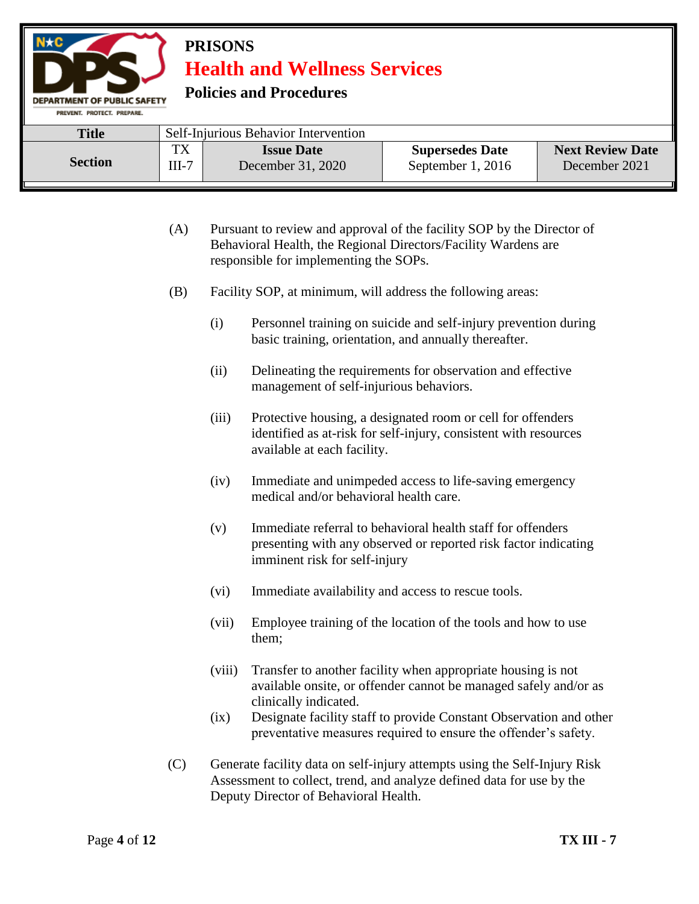(A) Pursuant to review and approval of the facility SOP by the Director of Behavioral Health, the Regional Directors/Facility Wardens are responsible for implementing the SOPs.

(B) Facility SOP, at minimum, will address the following areas:

(i) Personnel training on suicide and self-injury prevention during basic training, orientation, and annually thereafter.

(ii) Delineating the requirements for observation and effective management of self-injurious behaviors.

(iii) Protective housing, a designated room or cell for offenders identified as at-risk for self-injury, consistent with resources available at each facility.

(iv) Immediate and unimpeded access to life-saving emergency medical and/or behavioral health care.

(v) Immediate referral to behavioral health staff for offenders presenting with any observed or reported risk factor indicating imminent risk for self-injury

(vi) Immediate availability and access to rescue tools.

(vii) Employee training of the location of the tools and how to use them;

(viii) Transfer to another facility when appropriate housing is not available onsite, or offender cannot be managed safely and/or as clinically indicated.

(ix) Designate facility staff to provide Constant Observation and other preventative measures required to ensure the offender's safety.

(C) Generate facility data on self-injury attempts using the Self-Injury Risk Assessment to collect, trend, and analyze defined data for use by the Deputy Director of Behavioral Health.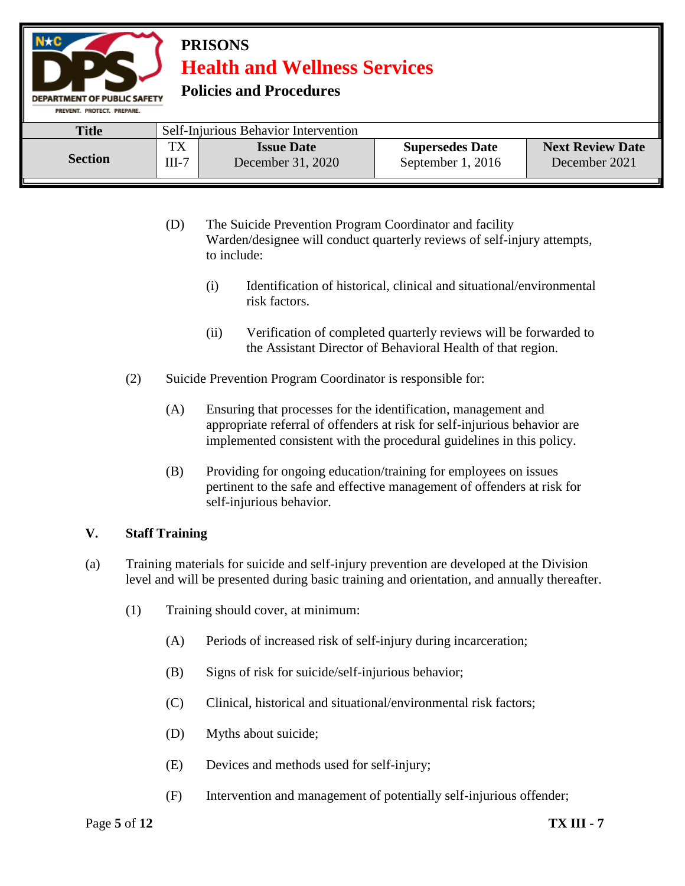(D) The Suicide Prevention Program Coordinator and facility Warden/designee will conduct quarterly reviews of self-injury attempts, to include:

(i) Identification of historical, clinical and situational/environmental risk factors.

(ii) Verification of completed quarterly reviews will be forwarded to the Assistant Director of Behavioral Health of that region.

(2) Suicide Prevention Program Coordinator is responsible for:

(A) Ensuring that processes for the identification, management and appropriate referral of offenders at risk for self-injurious behavior are implemented consistent with the procedural guidelines in this policy.

(B) Providing for ongoing education/training for employees on issues pertinent to the safe and effective management of offenders at risk for self-injurious behavior.

## V. Staff Training

(a) Training materials for suicide and self-injury prevention are developed at the Division level and will be presented during basic training and orientation, and annually thereafter.

(1) Training should cover, at minimum:

(A) Periods of increased risk of self-injury during incarceration;

(B) Signs of risk for suicide/self-injurious behavior;

(C) Clinical, historical and situational/environmental risk factors;

(D) Myths about suicide;

(E) Devices and methods used for self-injury;

(F) Intervention and management of potentially self-injurious offender;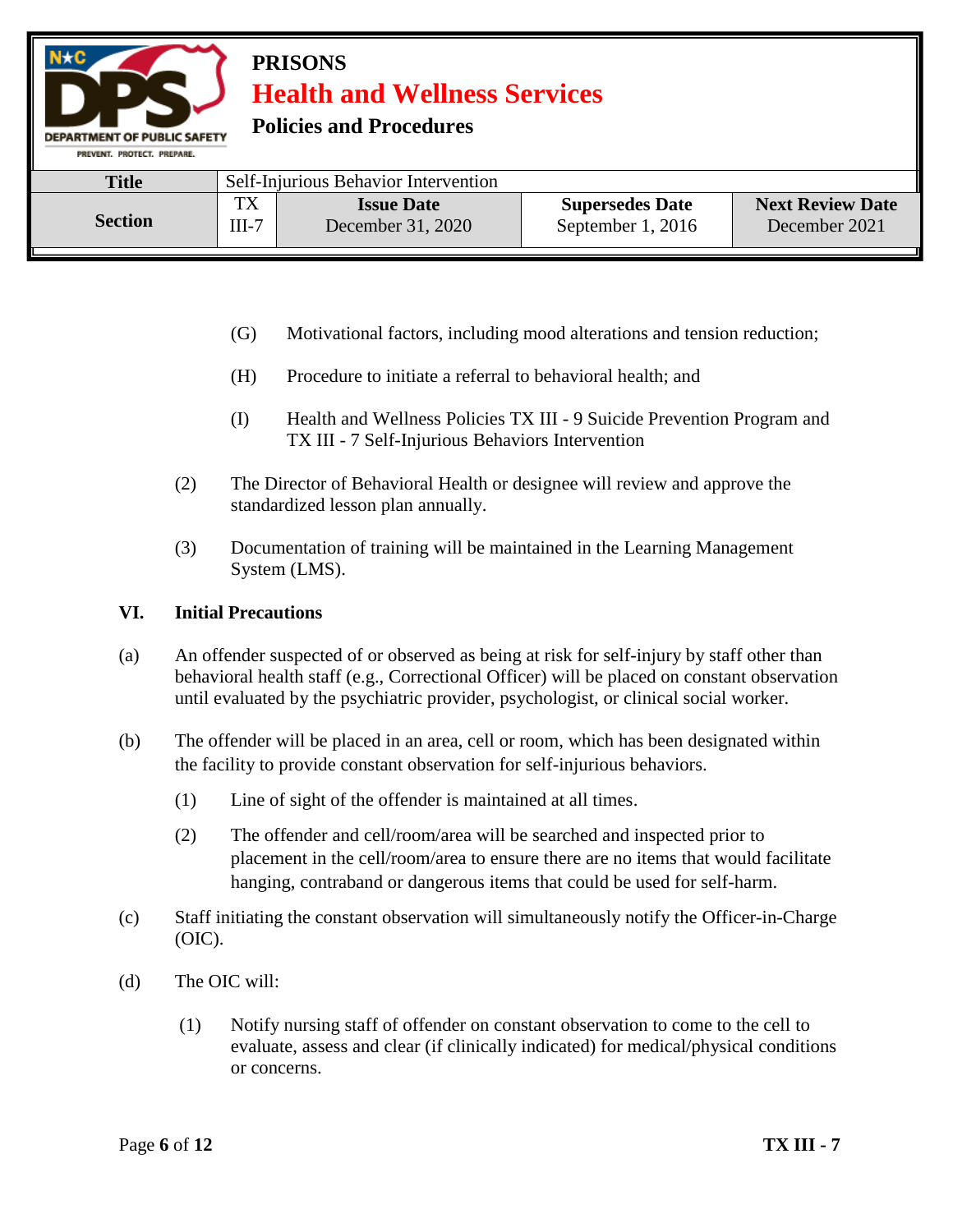(G) Motivational factors, including mood alterations and tension reduction;

(H) Procedure to initiate a referral to behavioral health; and

(I) Health and Wellness Policies TX III - 9 Suicide Prevention Program and TX III - 7 Self-Injurious Behaviors Intervention

(2) The Director of Behavioral Health or designee will review and approve the standardized lesson plan annually.

(3) Documentation of training will be maintained in the Learning Management System (LMS).

## VI. Initial Precautions

(a) An offender suspected of or observed as being at risk for self-injury by staff other than behavioral health staff (e.g., Correctional Officer) will be placed on constant observation until evaluated by the psychiatric provider, psychologist, or clinical social worker.

(b) The offender will be placed in an area, cell or room, which has been designated within the facility to provide constant observation for self-injurious behaviors.

(1) Line of sight of the offender is maintained at all times.

(2) The offender and cell/room/area will be searched and inspected prior to placement in the cell/room/area to ensure there are no items that would facilitate hanging, contraband or dangerous items that could be used for self-harm.

(c) Staff initiating the constant observation will simultaneously notify the Officer-in-Charge (OIC).

(d) The OIC will:

(1) Notify nursing staff of offender on constant observation to come to the cell to evaluate, assess and clear (if clinically indicated) for medical/physical conditions or concerns.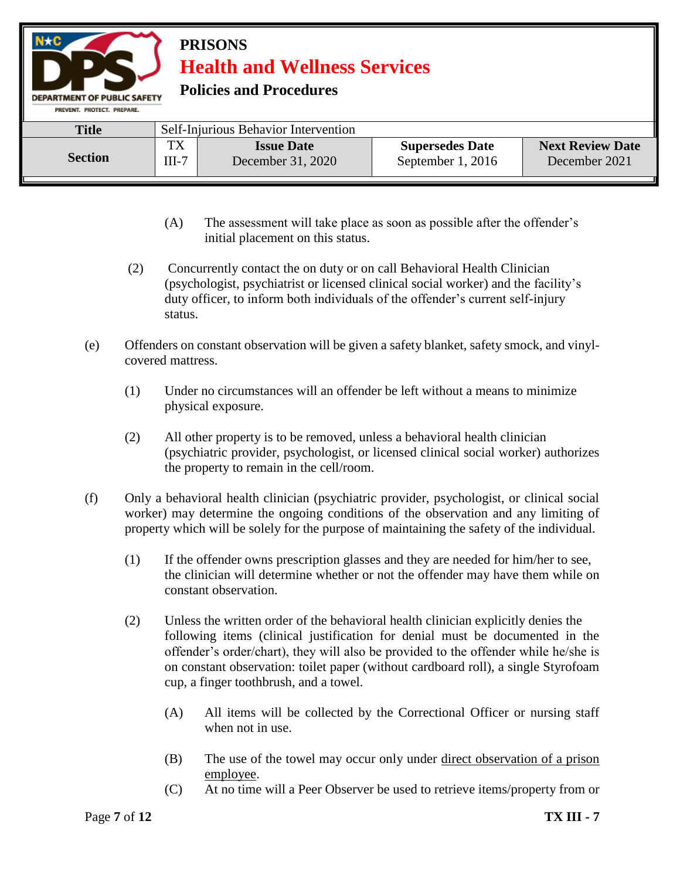(A) The assessment will take place as soon as possible after the offender's initial placement on this status.

(2) Concurrently contact the on duty or on call Behavioral Health Clinician (psychologist, psychiatrist or licensed clinical social worker) and the facility's duty officer, to inform both individuals of the offender's current self-injury status.

(e) Offenders on constant observation will be given a safety blanket, safety smock, and vinyl-covered mattress.

(1) Under no circumstances will an offender be left without a means to minimize physical exposure.

(2) All other property is to be removed, unless a behavioral health clinician (psychiatric provider, psychologist, or licensed clinical social worker) authorizes the property to remain in the cell/room.

(f) Only a behavioral health clinician (psychiatric provider, psychologist, or clinical social worker) may determine the ongoing conditions of the observation and any limiting of property which will be solely for the purpose of maintaining the safety of the individual.

(1) If the offender owns prescription glasses and they are needed for him/her to see, the clinician will determine whether or not the offender may have them while on constant observation.

(2) Unless the written order of the behavioral health clinician explicitly denies the following items (clinical justification for denial must be documented in the offender's order/chart), they will also be provided to the offender while he/she is on constant observation: toilet paper (without cardboard roll), a single Styrofoam cup, a finger toothbrush, and a towel.

(A) All items will be collected by the Correctional Officer or nursing staff when not in use.

(B) The use of the towel may occur only under <u>direct observation of a prison employee</u>.

(C) At no time will a Peer Observer be used to retrieve items/property from or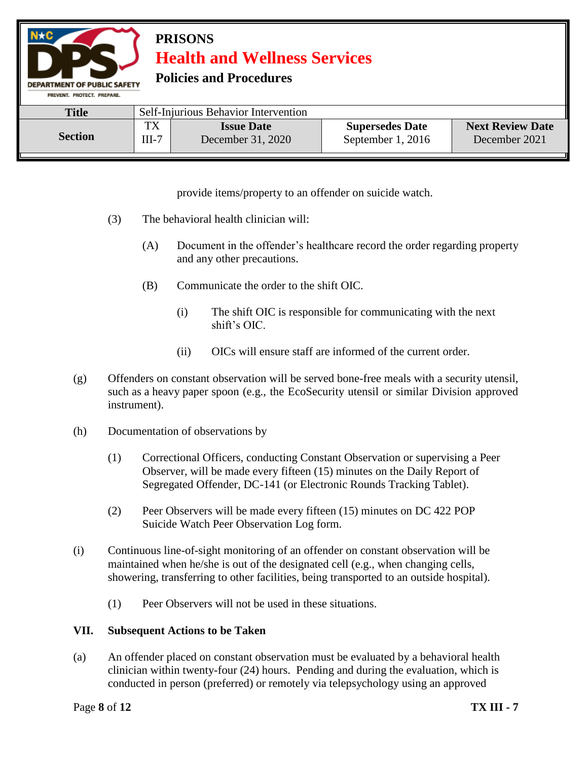provide items/property to an offender on suicide watch.

(3) The behavioral health clinician will:

(A) Document in the offender's healthcare record the order regarding property and any other precautions.

(B) Communicate the order to the shift OIC.

(i) The shift OIC is responsible for communicating with the next shift's OIC.

(ii) OICs will ensure staff are informed of the current order.

(g) Offenders on constant observation will be served bone-free meals with a security utensil, such as a heavy paper spoon (e.g., the EcoSecurity utensil or similar Division approved instrument).

(h) Documentation of observations by

(1) Correctional Officers, conducting Constant Observation or supervising a Peer Observer, will be made every fifteen (15) minutes on the Daily Report of Segregated Offender, DC-141 (or Electronic Rounds Tracking Tablet).

(2) Peer Observers will be made every fifteen (15) minutes on DC 422 POP Suicide Watch Peer Observation Log form.

(i) Continuous line-of-sight monitoring of an offender on constant observation will be maintained when he/she is out of the designated cell (e.g., when changing cells, showering, transferring to other facilities, being transported to an outside hospital).

(1) Peer Observers will not be used in these situations.

## VII. Subsequent Actions to be Taken

(a) An offender placed on constant observation must be evaluated by a behavioral health clinician within twenty-four (24) hours. Pending and during the evaluation, which is conducted in person (preferred) or remotely via telepsychology using an approved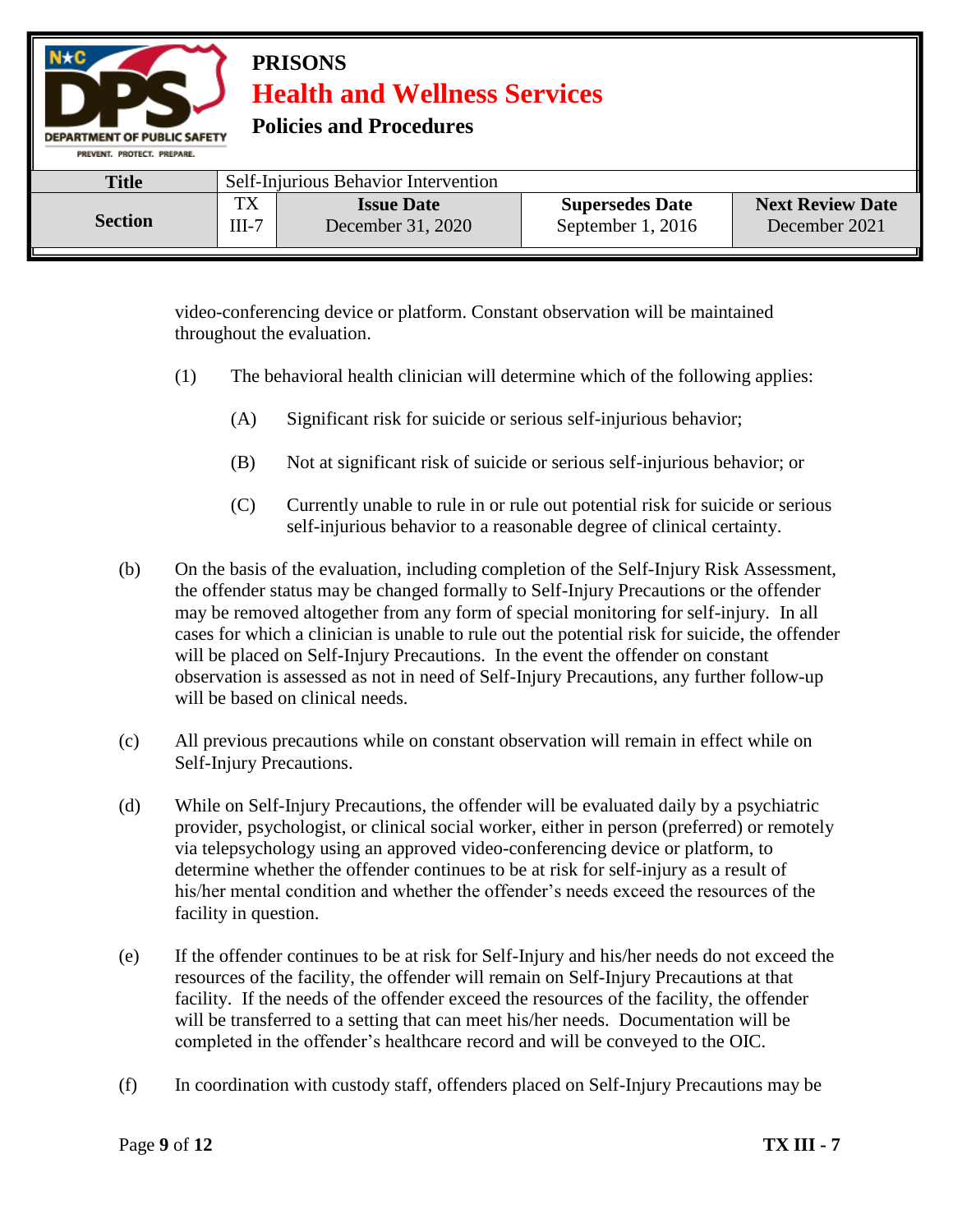video-conferencing device or platform. Constant observation will be maintained throughout the evaluation.

(1) The behavioral health clinician will determine which of the following applies:

(A) Significant risk for suicide or serious self-injurious behavior;

(B) Not at significant risk of suicide or serious self-injurious behavior; or

(C) Currently unable to rule in or rule out potential risk for suicide or serious self-injurious behavior to a reasonable degree of clinical certainty.

(b) On the basis of the evaluation, including completion of the Self-Injury Risk Assessment, the offender status may be changed formally to Self-Injury Precautions or the offender may be removed altogether from any form of special monitoring for self-injury. In all cases for which a clinician is unable to rule out the potential risk for suicide, the offender will be placed on Self-Injury Precautions. In the event the offender on constant observation is assessed as not in need of Self-Injury Precautions, any further follow-up will be based on clinical needs.

(c) All previous precautions while on constant observation will remain in effect while on Self-Injury Precautions.

(d) While on Self-Injury Precautions, the offender will be evaluated daily by a psychiatric provider, psychologist, or clinical social worker, either in person (preferred) or remotely via telepsychology using an approved video-conferencing device or platform, to determine whether the offender continues to be at risk for self-injury as a result of his/her mental condition and whether the offender's needs exceed the resources of the facility in question.

(e) If the offender continues to be at risk for Self-Injury and his/her needs do not exceed the resources of the facility, the offender will remain on Self-Injury Precautions at that facility. If the needs of the offender exceed the resources of the facility, the offender will be transferred to a setting that can meet his/her needs. Documentation will be completed in the offender's healthcare record and will be conveyed to the OIC.

(f) In coordination with custody staff, offenders placed on Self-Injury Precautions may be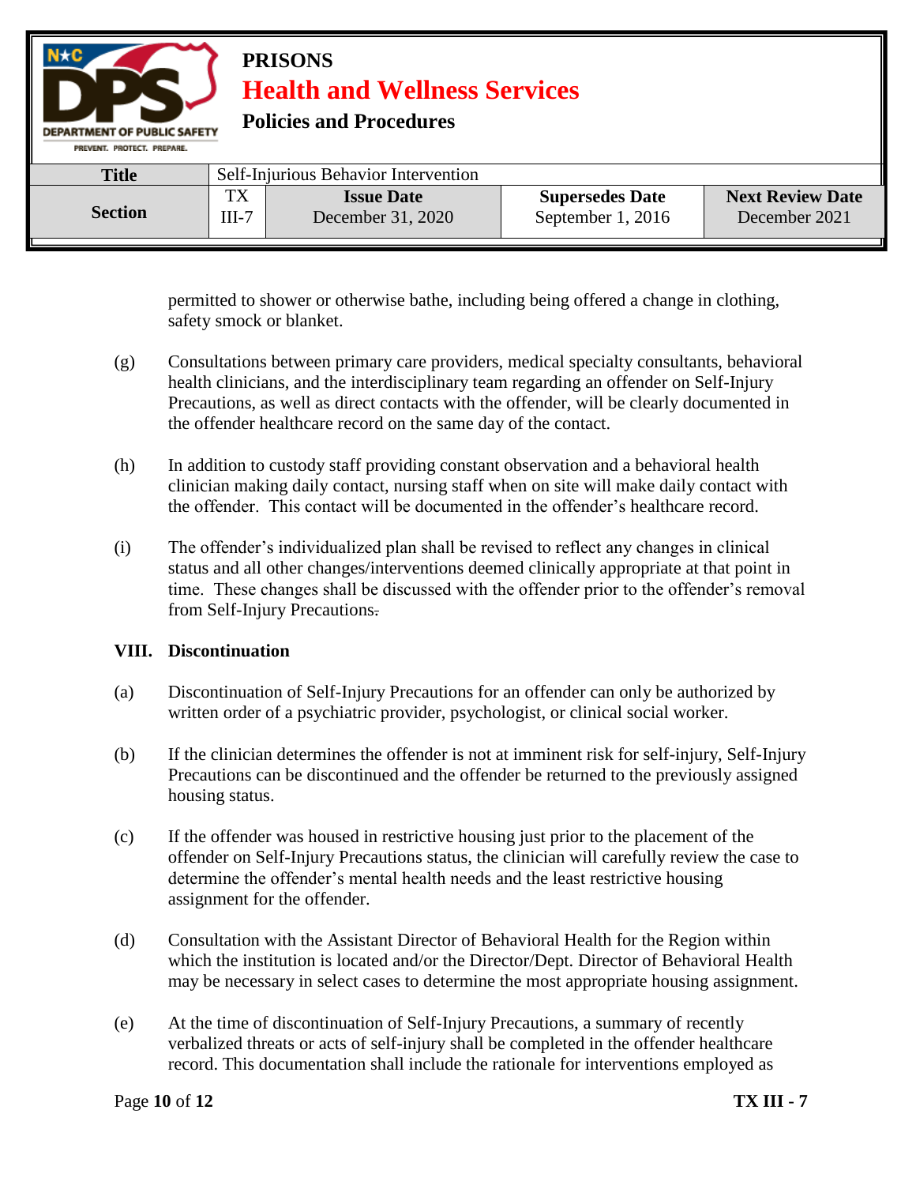permitted to shower or otherwise bathe, including being offered a change in clothing, safety smock or blanket.

(g) Consultations between primary care providers, medical specialty consultants, behavioral health clinicians, and the interdisciplinary team regarding an offender on Self-Injury Precautions, as well as direct contacts with the offender, will be clearly documented in the offender healthcare record on the same day of the contact.

(h) In addition to custody staff providing constant observation and a behavioral health clinician making daily contact, nursing staff when on site will make daily contact with the offender. This contact will be documented in the offender's healthcare record.

(i) The offender's individualized plan shall be revised to reflect any changes in clinical status and all other changes/interventions deemed clinically appropriate at that point in time. These changes shall be discussed with the offender prior to the offender's removal from Self-Injury Precautions.

## VIII. Discontinuation

(a) Discontinuation of Self-Injury Precautions for an offender can only be authorized by written order of a psychiatric provider, psychologist, or clinical social worker.

(b) If the clinician determines the offender is not at imminent risk for self-injury, Self-Injury Precautions can be discontinued and the offender be returned to the previously assigned housing status.

(c) If the offender was housed in restrictive housing just prior to the placement of the offender on Self-Injury Precautions status, the clinician will carefully review the case to determine the offender's mental health needs and the least restrictive housing assignment for the offender.

(d) Consultation with the Assistant Director of Behavioral Health for the Region within which the institution is located and/or the Director/Dept. Director of Behavioral Health may be necessary in select cases to determine the most appropriate housing assignment.

(e) At the time of discontinuation of Self-Injury Precautions, a summary of recently verbalized threats or acts of self-injury shall be completed in the offender healthcare record. This documentation shall include the rationale for interventions employed as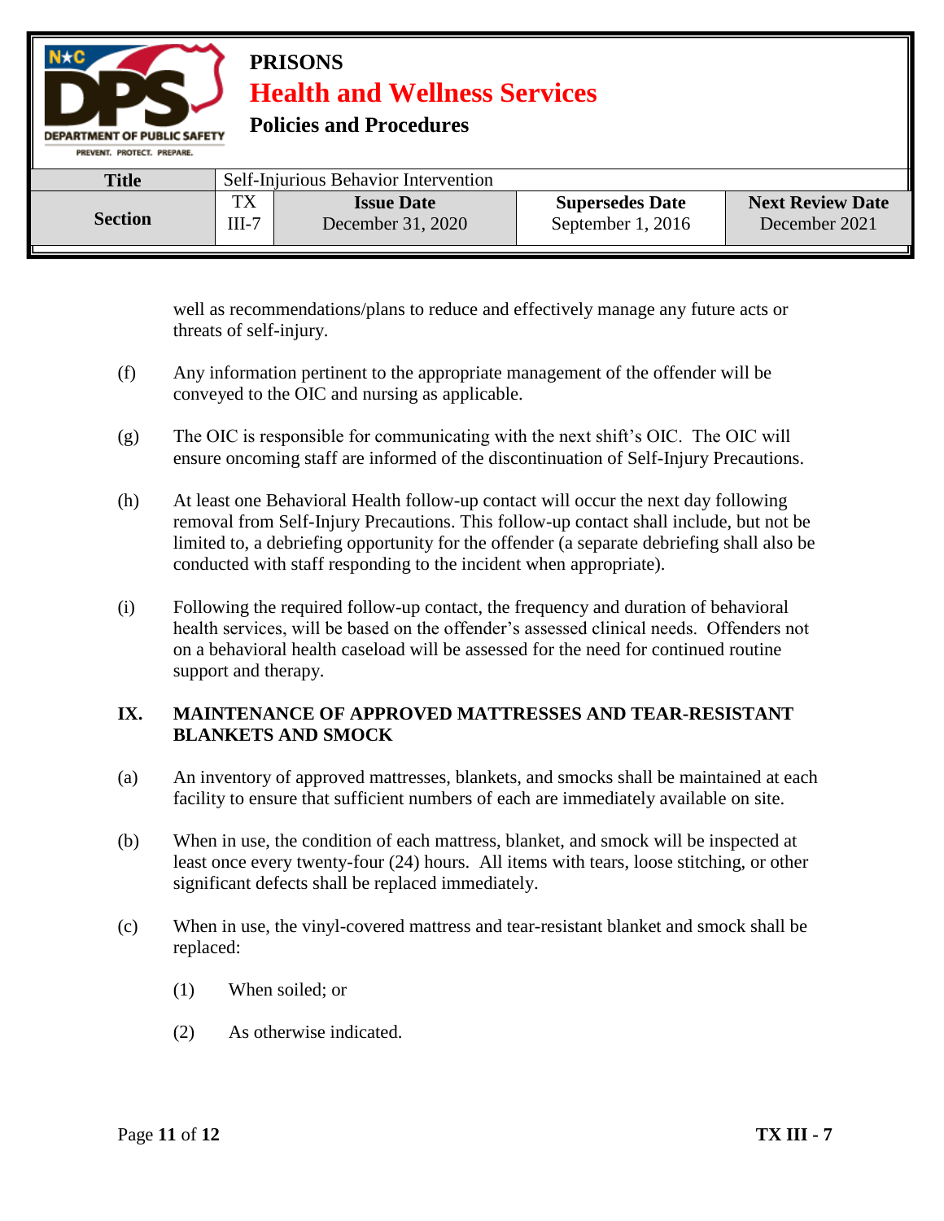well as recommendations/plans to reduce and effectively manage any future acts or threats of self-injury.

(f) Any information pertinent to the appropriate management of the offender will be conveyed to the OIC and nursing as applicable.

(g) The OIC is responsible for communicating with the next shift's OIC. The OIC will ensure oncoming staff are informed of the discontinuation of Self-Injury Precautions.

(h) At least one Behavioral Health follow-up contact will occur the next day following removal from Self-Injury Precautions. This follow-up contact shall include, but not be limited to, a debriefing opportunity for the offender (a separate debriefing shall also be conducted with staff responding to the incident when appropriate).

(i) Following the required follow-up contact, the frequency and duration of behavioral health services, will be based on the offender's assessed clinical needs. Offenders not on a behavioral health caseload will be assessed for the need for continued routine support and therapy.

## IX. MAINTENANCE OF APPROVED MATTRESSES AND TEAR-RESISTANT BLANKETS AND SMOCK

(a) An inventory of approved mattresses, blankets, and smocks shall be maintained at each facility to ensure that sufficient numbers of each are immediately available on site.

(b) When in use, the condition of each mattress, blanket, and smock will be inspected at least once every twenty-four (24) hours. All items with tears, loose stitching, or other significant defects shall be replaced immediately.

(c) When in use, the vinyl-covered mattress and tear-resistant blanket and smock shall be replaced:

  (1) When soiled; or

  (2) As otherwise indicated.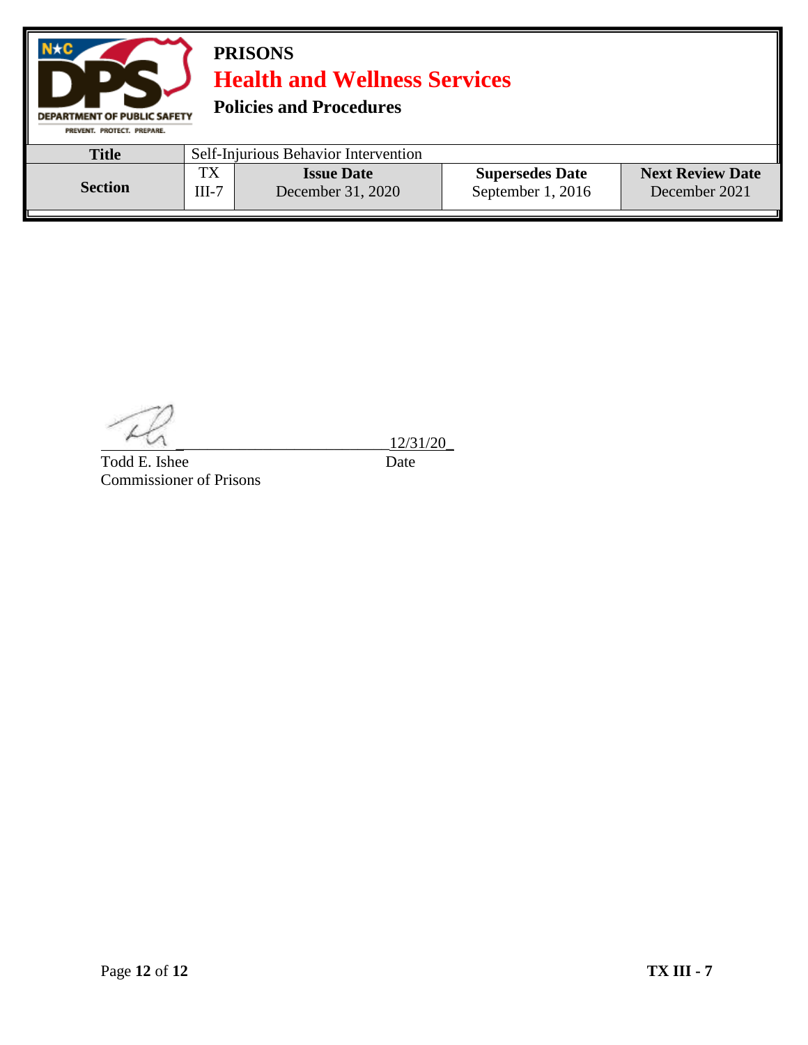**PRISONS**

**Health and Wellness Services**

**Policies and Procedures**

| | | | | |
|---|---|---|---|---|
| **Title** | Self-Injurious Behavior Intervention | | | |
| **Section** | TX III-7 | **Issue Date** December 31, 2020 | **Supersedes Date** September 1, 2016 | **Next Review Date** December 2021 |

______________________________ 12/31/20

Todd E. Ishee — Date

Commissioner of Prisons